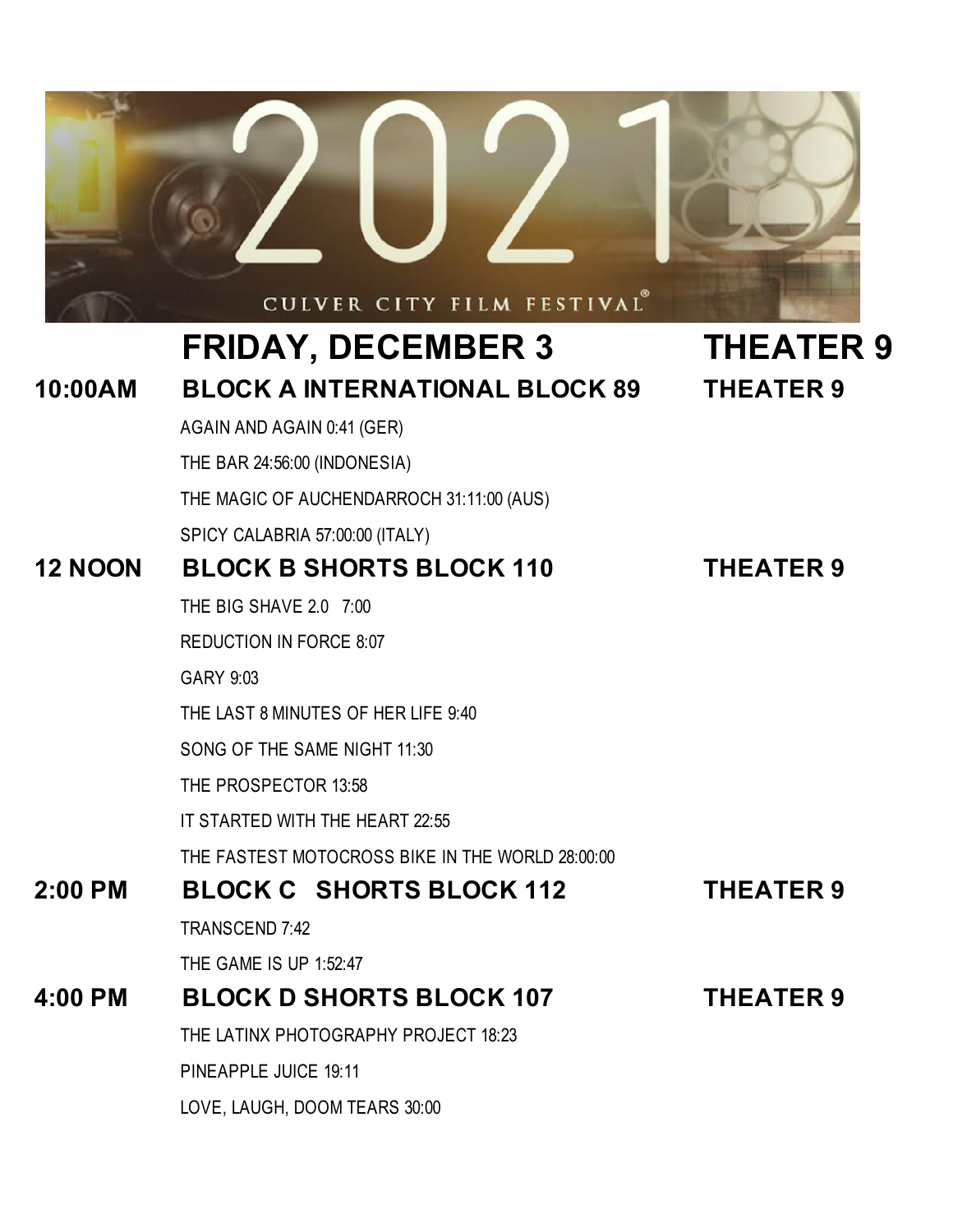2021

CULVER CITY FILM FESTIVAL®

# FRIDAY, DECEMBER 3 THEATER 9

## 10:00AM BLOCK A INTERNATIONAL BLOCK 89 THEATER 9

AGAIN AND AGAIN 0:41 (GER)

THE BAR 24:56:00 (INDONESIA)

THE MAGIC OF AUCHENDARROCH 31:11:00 (AUS)

SPICY CALABRIA 57:00:00 (ITALY)

## 12 NOON BLOCK B SHORTS BLOCK 110 THEATER 9

THE BIG SHAVE 2.0 7:00

REDUCTION IN FORCE 8:07

GARY 9:03

THE LAST 8 MINUTES OF HER LIFE 9:40

SONG OF THE SAME NIGHT 11:30

THE PROSPECTOR 13:58

IT STARTED WITH THE HEART 22:55

THE FASTEST MOTOCROSS BIKE IN THE WORLD 28:00:00

## 2:00 PM BLOCK C SHORTS BLOCK 112 THEATER 9

TRANSCEND 7:42

THE GAME IS UP 1:52:47

## 4:00 PM BLOCK D SHORTS BLOCK 107 THEATER 9

THE LATINX PHOTOGRAPHY PROJECT 18:23

PINEAPPLE JUICE 19:11

LOVE, LAUGH, DOOM TEARS 30:00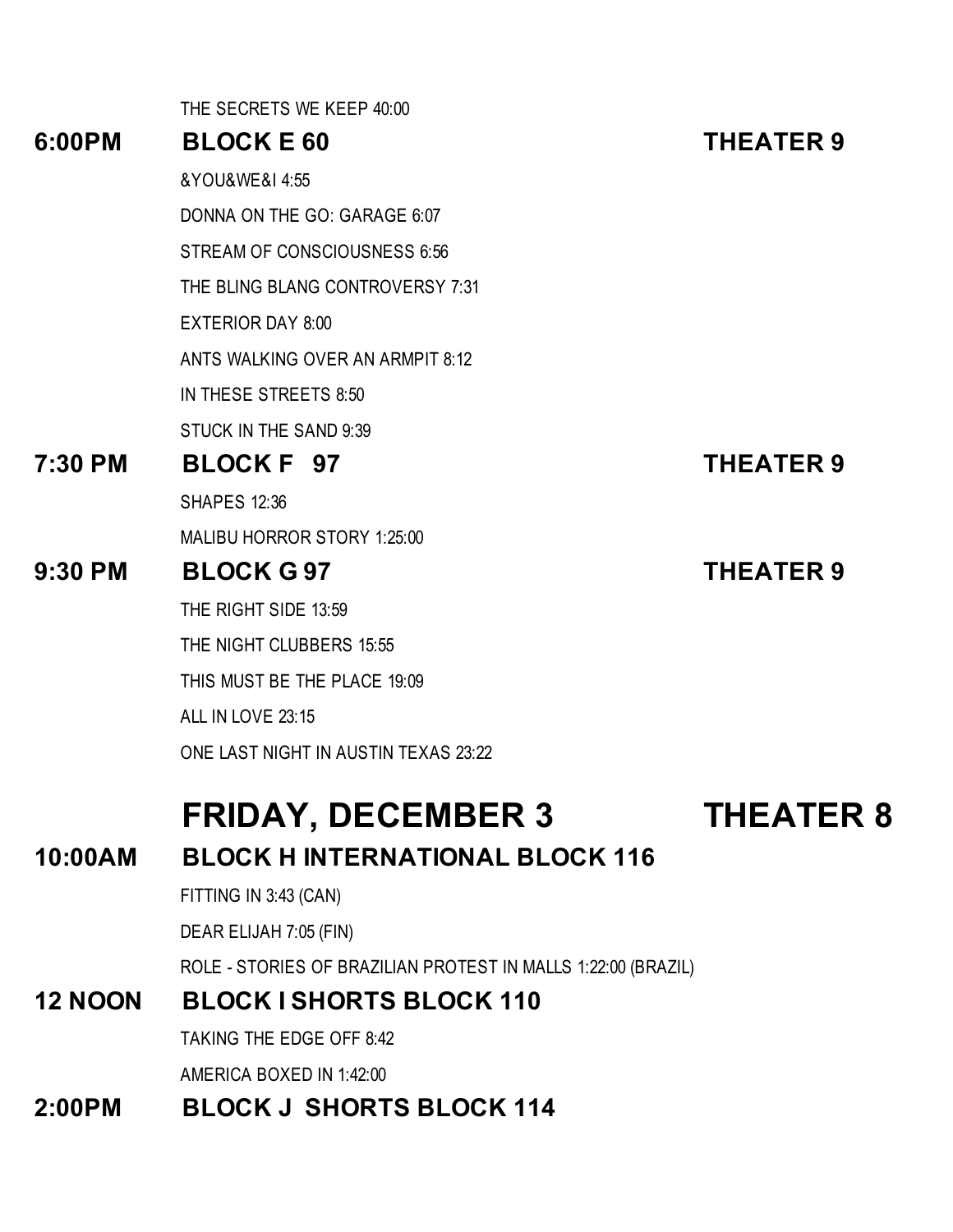THE SECRETS WE KEEP 40:00

**6:00PM BLOCK E 60 THEATER 9**

&YOU&WE&I 4:55

DONNA ON THE GO: GARAGE 6:07

STREAM OF CONSCIOUSNESS 6:56

THE BLING BLANG CONTROVERSY 7:31

EXTERIOR DAY 8:00

ANTS WALKING OVER AN ARMPIT 8:12

IN THESE STREETS 8:50

STUCK IN THE SAND 9:39

**7:30 PM BLOCK F 97 THEATER 9**

SHAPES 12:36

MALIBU HORROR STORY 1:25:00

**9:30 PM BLOCK G 97 THEATER 9**

THE RIGHT SIDE 13:59

THE NIGHT CLUBBERS 15:55

THIS MUST BE THE PLACE 19:09

ALL IN LOVE 23:15

ONE LAST NIGHT IN AUSTIN TEXAS 23:22

## FRIDAY, DECEMBER 3 THEATER 8

**10:00AM BLOCK H INTERNATIONAL BLOCK 116**

FITTING IN 3:43 (CAN)

DEAR ELIJAH 7:05 (FIN)

ROLE - STORIES OF BRAZILIAN PROTEST IN MALLS 1:22:00 (BRAZIL)

**12 NOON BLOCK I SHORTS BLOCK 110**

TAKING THE EDGE OFF 8:42

AMERICA BOXED IN 1:42:00

**2:00PM BLOCK J SHORTS BLOCK 114**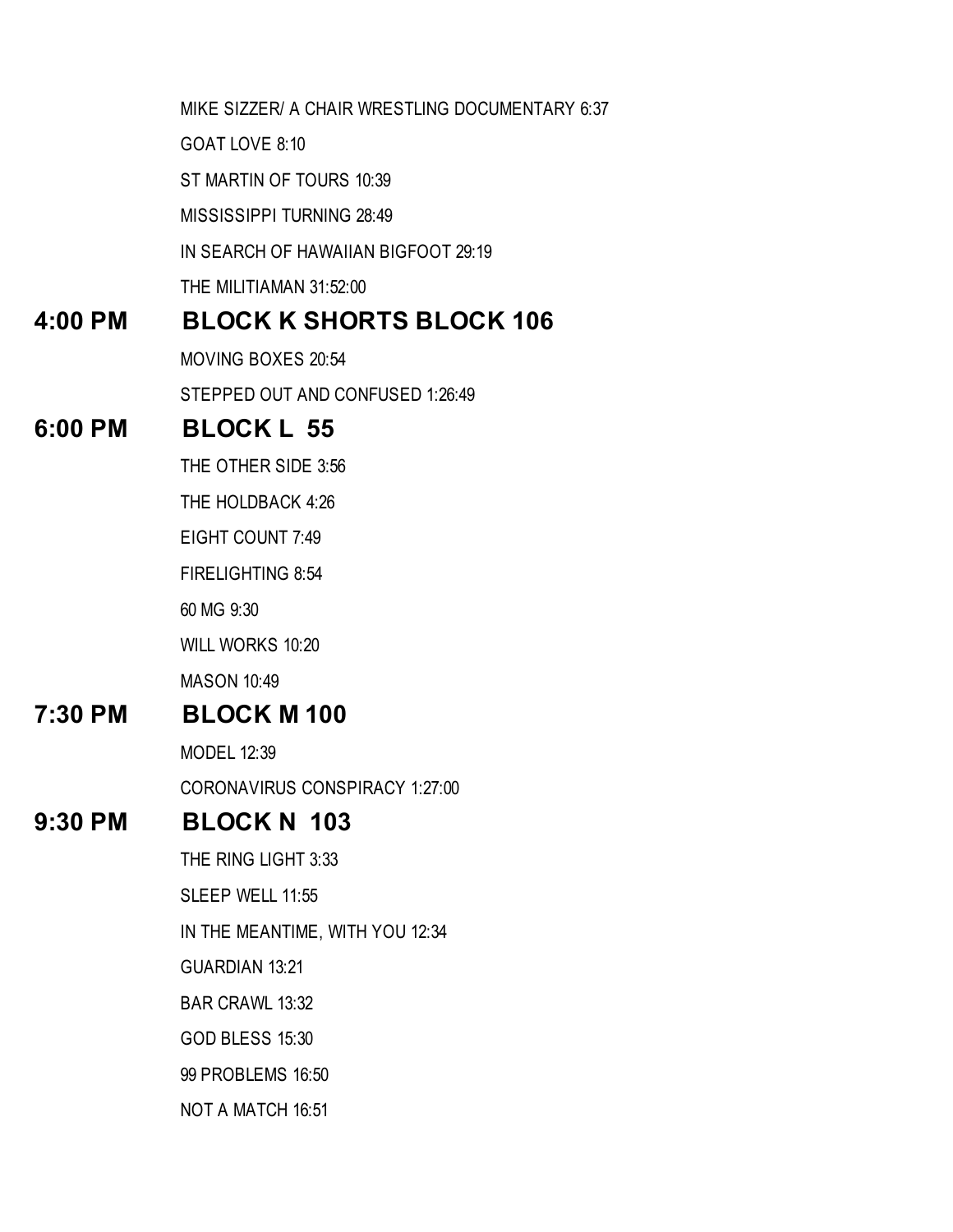MIKE SIZZER/ A CHAIR WRESTLING DOCUMENTARY 6:37

GOAT LOVE 8:10

ST MARTIN OF TOURS 10:39

MISSISSIPPI TURNING 28:49

IN SEARCH OF HAWAIIAN BIGFOOT 29:19

THE MILITIAMAN 31:52:00

## 4:00 PM BLOCK K SHORTS BLOCK 106

MOVING BOXES 20:54

STEPPED OUT AND CONFUSED 1:26:49

## 6:00 PM BLOCK L 55

THE OTHER SIDE 3:56

THE HOLDBACK 4:26

EIGHT COUNT 7:49

FIRELIGHTING 8:54

60 MG 9:30

WILL WORKS 10:20

MASON 10:49

## 7:30 PM BLOCK M 100

MODEL 12:39

CORONAVIRUS CONSPIRACY 1:27:00

## 9:30 PM BLOCK N 103

THE RING LIGHT 3:33

SLEEP WELL 11:55

IN THE MEANTIME, WITH YOU 12:34

GUARDIAN 13:21

BAR CRAWL 13:32

GOD BLESS 15:30

99 PROBLEMS 16:50

NOT A MATCH 16:51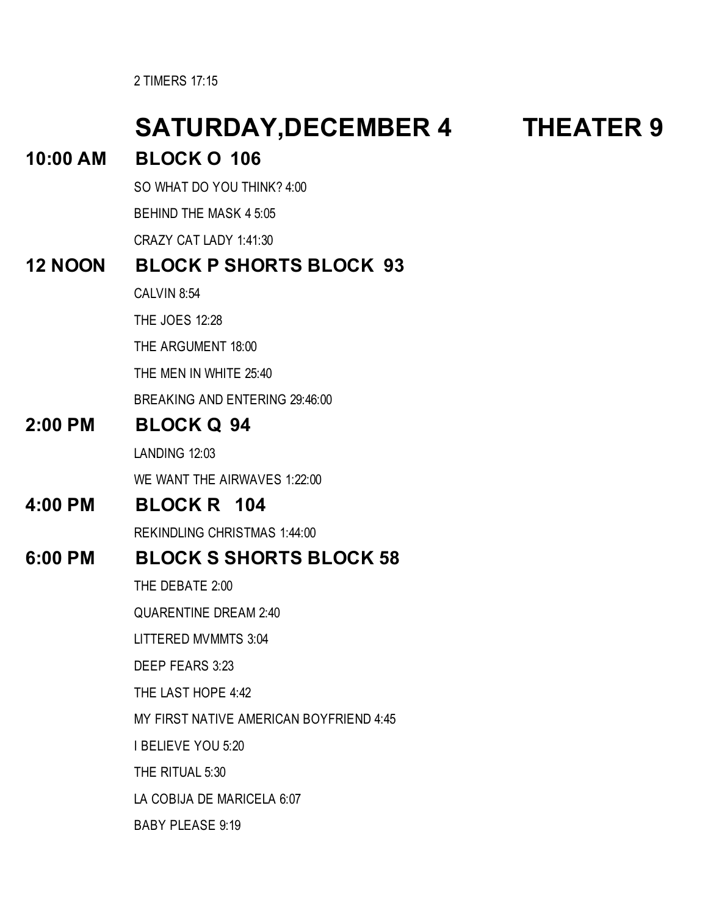2 TIMERS 17:15

## SATURDAY,DECEMBER 4 THEATER 9

### 10:00 AM BLOCK O 106

SO WHAT DO YOU THINK? 4:00

BEHIND THE MASK 4 5:05

CRAZY CAT LADY 1:41:30

### 12 NOON BLOCK P SHORTS BLOCK 93

CALVIN 8:54

THE JOES 12:28

THE ARGUMENT 18:00

THE MEN IN WHITE 25:40

BREAKING AND ENTERING 29:46:00

### 2:00 PM BLOCK Q 94

LANDING 12:03

WE WANT THE AIRWAVES 1:22:00

### 4:00 PM BLOCK R 104

REKINDLING CHRISTMAS 1:44:00

### 6:00 PM BLOCK S SHORTS BLOCK 58

THE DEBATE 2:00

QUARENTINE DREAM 2:40

LITTERED MVMMTS 3:04

DEEP FEARS 3:23

THE LAST HOPE 4:42

MY FIRST NATIVE AMERICAN BOYFRIEND 4:45

I BELIEVE YOU 5:20

THE RITUAL 5:30

LA COBIJA DE MARICELA 6:07

BABY PLEASE 9:19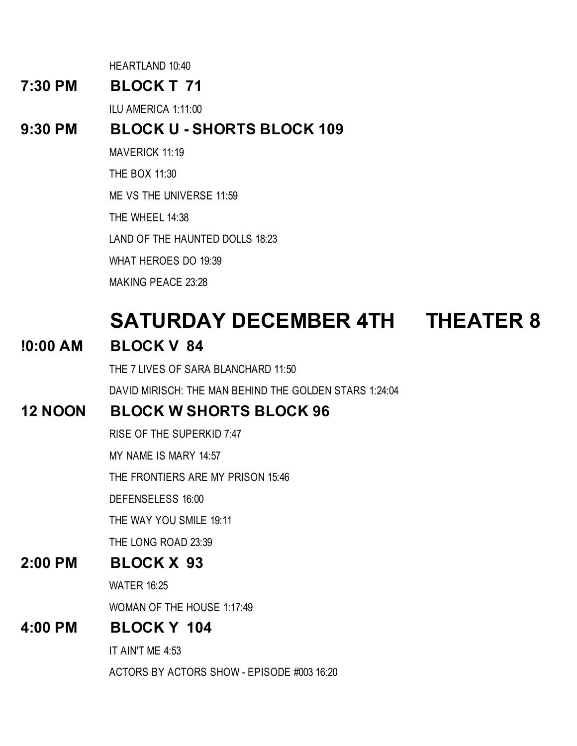HEARTLAND 10:40

**7:30 PM BLOCK T 71**

ILU AMERICA 1:11:00

**9:30 PM BLOCK U - SHORTS BLOCK 109**

MAVERICK 11:19

THE BOX 11:30

ME VS THE UNIVERSE 11:59

THE WHEEL 14:38

LAND OF THE HAUNTED DOLLS 18:23

WHAT HEROES DO 19:39

MAKING PEACE 23:28

# SATURDAY DECEMBER 4TH THEATER 8

**!0:00 AM BLOCK V 84**

THE 7 LIVES OF SARA BLANCHARD 11:50

DAVID MIRISCH: THE MAN BEHIND THE GOLDEN STARS 1:24:04

**12 NOON BLOCK W SHORTS BLOCK 96**

RISE OF THE SUPERKID 7:47

MY NAME IS MARY 14:57

THE FRONTIERS ARE MY PRISON 15:46

DEFENSELESS 16:00

THE WAY YOU SMILE 19:11

THE LONG ROAD 23:39

**2:00 PM BLOCK X 93**

WATER 16:25

WOMAN OF THE HOUSE 1:17:49

**4:00 PM BLOCK Y 104**

IT AIN'T ME 4:53

ACTORS BY ACTORS SHOW - EPISODE #003 16:20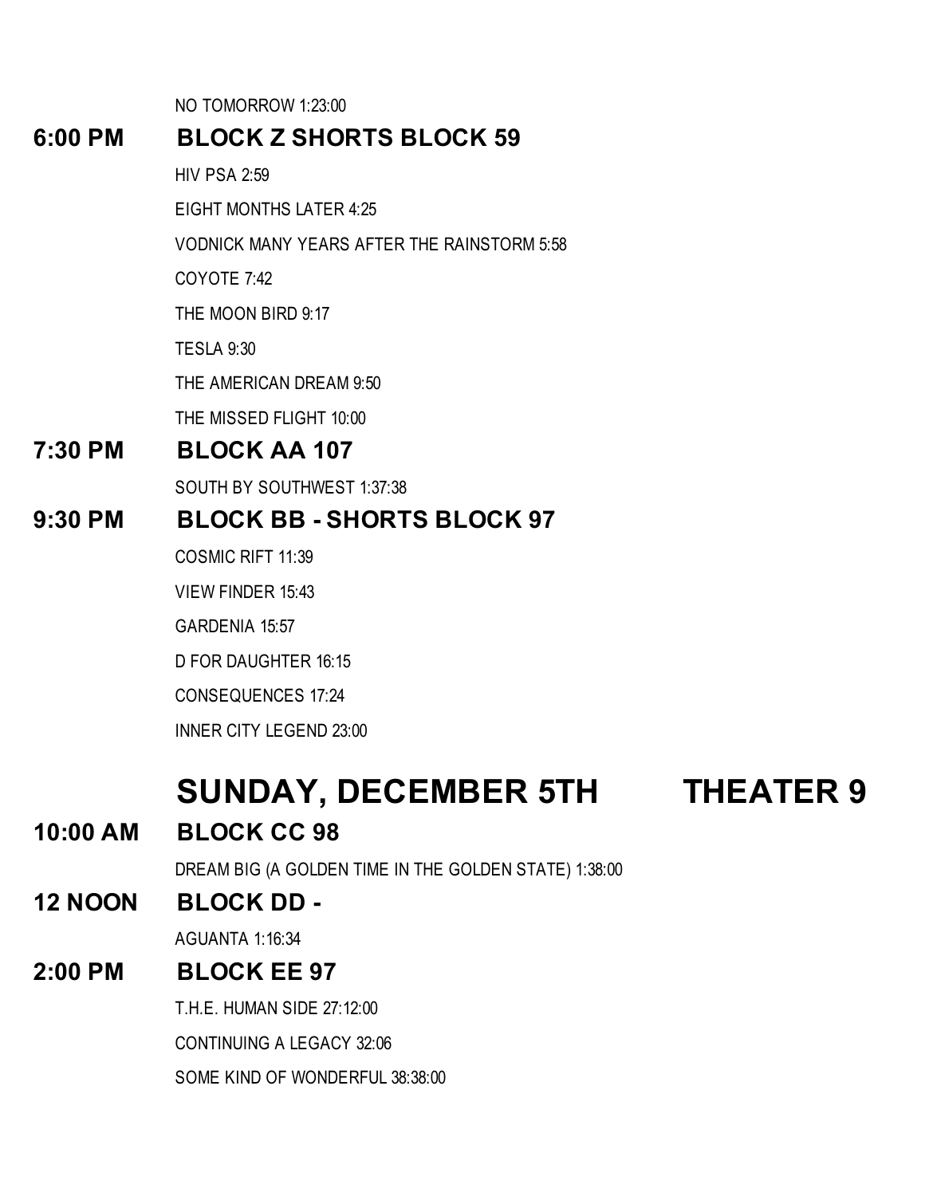NO TOMORROW 1:23:00

### 6:00 PM BLOCK Z SHORTS BLOCK 59

HIV PSA 2:59

EIGHT MONTHS LATER 4:25

VODNICK MANY YEARS AFTER THE RAINSTORM 5:58

COYOTE 7:42

THE MOON BIRD 9:17

TESLA 9:30

THE AMERICAN DREAM 9:50

THE MISSED FLIGHT 10:00

### 7:30 PM BLOCK AA 107

SOUTH BY SOUTHWEST 1:37:38

### 9:30 PM BLOCK BB - SHORTS BLOCK 97

COSMIC RIFT 11:39

VIEW FINDER 15:43

GARDENIA 15:57

D FOR DAUGHTER 16:15

CONSEQUENCES 17:24

INNER CITY LEGEND 23:00

## SUNDAY, DECEMBER 5TH THEATER 9

### 10:00 AM BLOCK CC 98

DREAM BIG (A GOLDEN TIME IN THE GOLDEN STATE) 1:38:00

### 12 NOON BLOCK DD -

AGUANTA 1:16:34

### 2:00 PM BLOCK EE 97

T.H.E. HUMAN SIDE 27:12:00

CONTINUING A LEGACY 32:06

SOME KIND OF WONDERFUL 38:38:00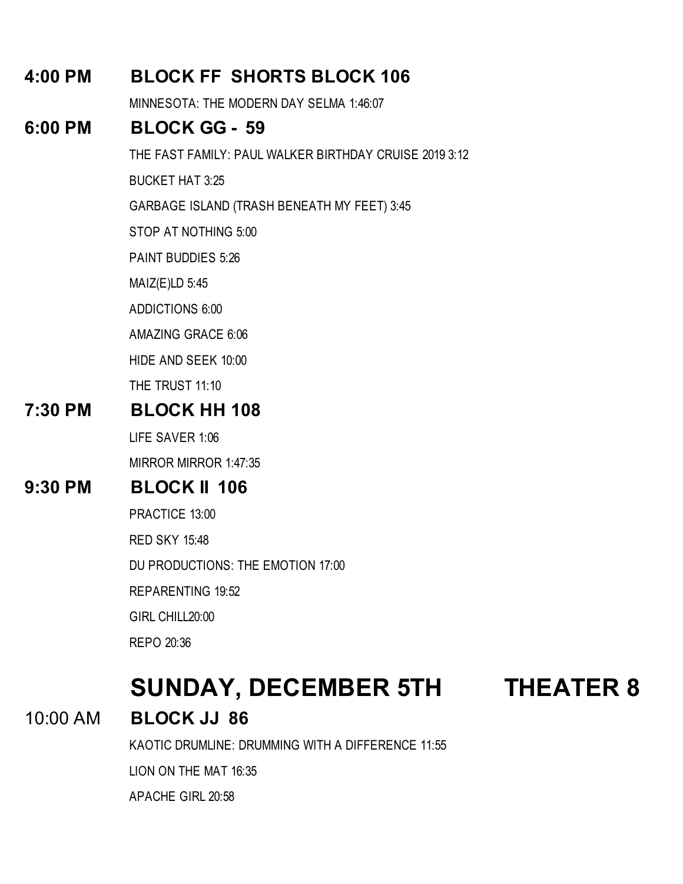### 4:00 PM BLOCK FF SHORTS BLOCK 106

MINNESOTA: THE MODERN DAY SELMA 1:46:07

### 6:00 PM BLOCK GG - 59

THE FAST FAMILY: PAUL WALKER BIRTHDAY CRUISE 2019 3:12

BUCKET HAT 3:25

GARBAGE ISLAND (TRASH BENEATH MY FEET) 3:45

STOP AT NOTHING 5:00

PAINT BUDDIES 5:26

MAIZ(E)LD 5:45

ADDICTIONS 6:00

AMAZING GRACE 6:06

HIDE AND SEEK 10:00

THE TRUST 11:10

### 7:30 PM BLOCK HH 108

LIFE SAVER 1:06

MIRROR MIRROR 1:47:35

### 9:30 PM BLOCK II 106

PRACTICE 13:00

RED SKY 15:48

DU PRODUCTIONS: THE EMOTION 17:00

REPARENTING 19:52

GIRL CHILL20:00

REPO 20:36

## SUNDAY, DECEMBER 5TH THEATER 8

### 10:00 AM BLOCK JJ 86

KAOTIC DRUMLINE: DRUMMING WITH A DIFFERENCE 11:55

LION ON THE MAT 16:35

APACHE GIRL 20:58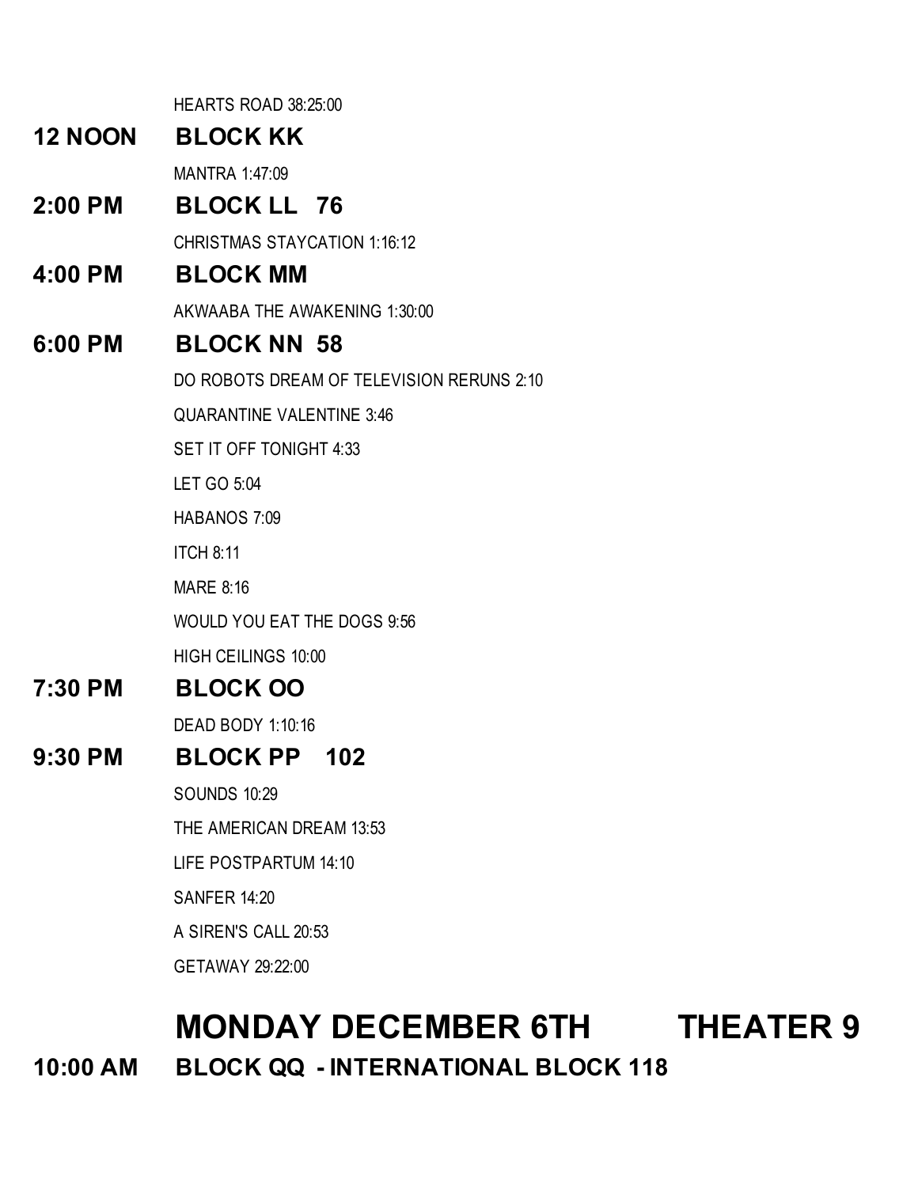HEARTS ROAD 38:25:00

**12 NOON BLOCK KK**

MANTRA 1:47:09

**2:00 PM BLOCK LL 76**

CHRISTMAS STAYCATION 1:16:12

**4:00 PM BLOCK MM**

AKWAABA THE AWAKENING 1:30:00

**6:00 PM BLOCK NN 58**

DO ROBOTS DREAM OF TELEVISION RERUNS 2:10

QUARANTINE VALENTINE 3:46

SET IT OFF TONIGHT 4:33

LET GO 5:04

HABANOS 7:09

ITCH 8:11

MARE 8:16

WOULD YOU EAT THE DOGS 9:56

HIGH CEILINGS 10:00

**7:30 PM BLOCK OO**

DEAD BODY 1:10:16

**9:30 PM BLOCK PP 102**

SOUNDS 10:29

THE AMERICAN DREAM 13:53

LIFE POSTPARTUM 14:10

SANFER 14:20

A SIREN'S CALL 20:53

GETAWAY 29:22:00

# MONDAY DECEMBER 6TH THEATER 9

**10:00 AM BLOCK QQ - INTERNATIONAL BLOCK 118**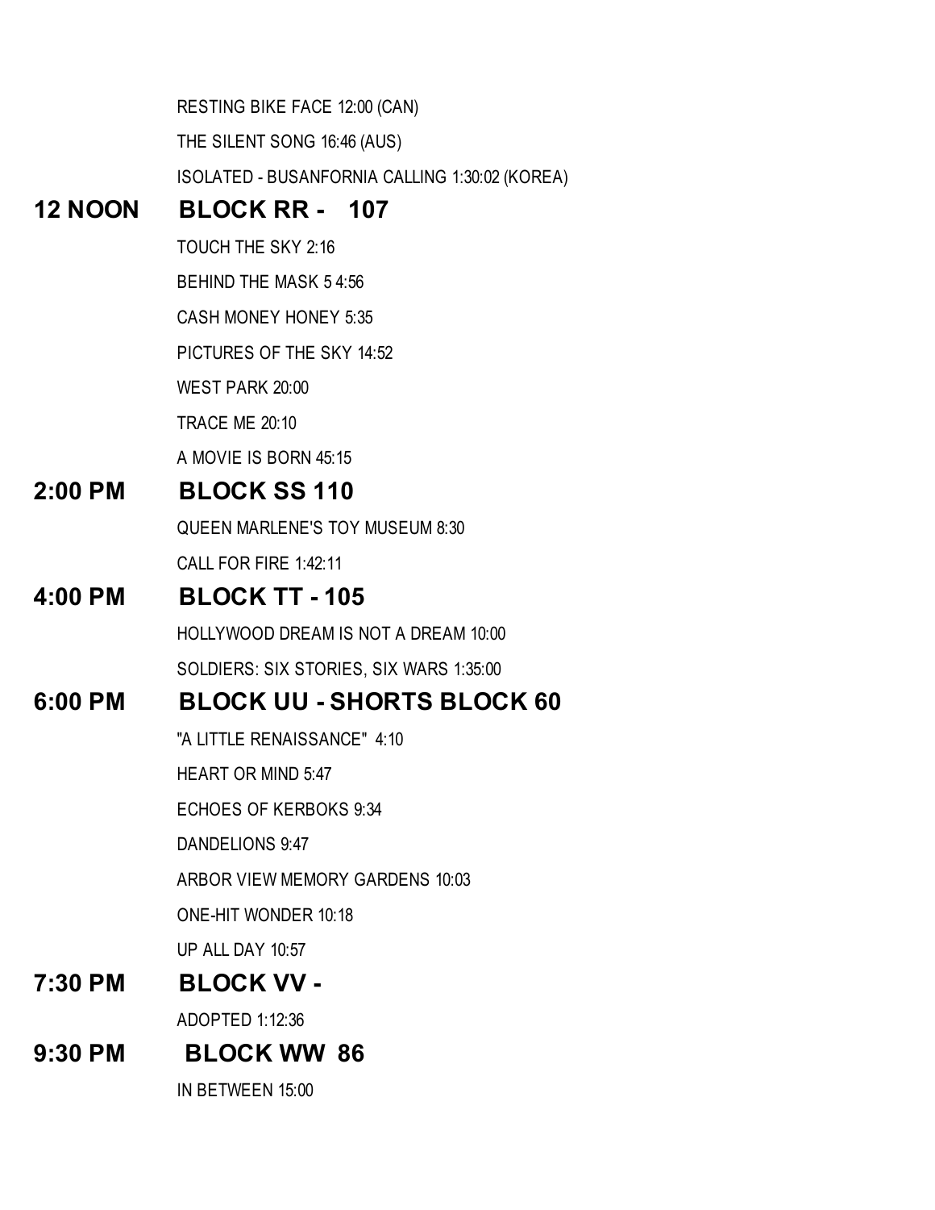RESTING BIKE FACE 12:00 (CAN)

THE SILENT SONG 16:46 (AUS)

ISOLATED - BUSANFORNIA CALLING 1:30:02 (KOREA)

## 12 NOON BLOCK RR - 107

TOUCH THE SKY 2:16

BEHIND THE MASK 5 4:56

CASH MONEY HONEY 5:35

PICTURES OF THE SKY 14:52

WEST PARK 20:00

TRACE ME 20:10

A MOVIE IS BORN 45:15

## 2:00 PM BLOCK SS 110

QUEEN MARLENE'S TOY MUSEUM 8:30

CALL FOR FIRE 1:42:11

## 4:00 PM BLOCK TT - 105

HOLLYWOOD DREAM IS NOT A DREAM 10:00

SOLDIERS: SIX STORIES, SIX WARS 1:35:00

## 6:00 PM BLOCK UU - SHORTS BLOCK 60

"A LITTLE RENAISSANCE" 4:10

HEART OR MIND 5:47

ECHOES OF KERBOKS 9:34

DANDELIONS 9:47

ARBOR VIEW MEMORY GARDENS 10:03

ONE-HIT WONDER 10:18

UP ALL DAY 10:57

## 7:30 PM BLOCK VV -

ADOPTED 1:12:36

## 9:30 PM BLOCK WW 86

IN BETWEEN 15:00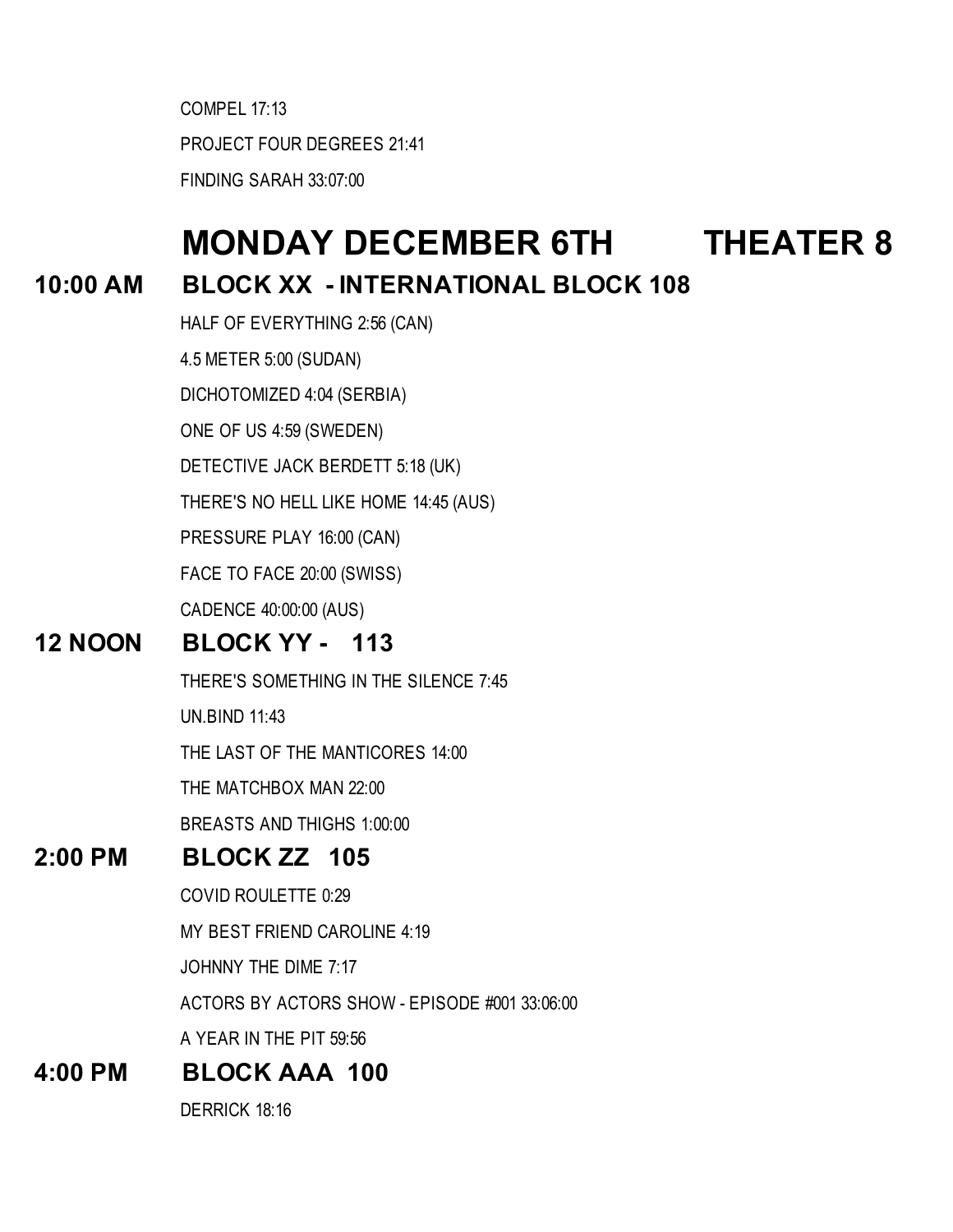COMPEL 17:13

PROJECT FOUR DEGREES 21:41

FINDING SARAH 33:07:00

# MONDAY DECEMBER 6TH THEATER 8

## 10:00 AM BLOCK XX - INTERNATIONAL BLOCK 108

HALF OF EVERYTHING 2:56 (CAN)

4.5 METER 5:00 (SUDAN)

DICHOTOMIZED 4:04 (SERBIA)

ONE OF US 4:59 (SWEDEN)

DETECTIVE JACK BERDETT 5:18 (UK)

THERE'S NO HELL LIKE HOME 14:45 (AUS)

PRESSURE PLAY 16:00 (CAN)

FACE TO FACE 20:00 (SWISS)

CADENCE 40:00:00 (AUS)

## 12 NOON BLOCK YY - 113

THERE'S SOMETHING IN THE SILENCE 7:45

UN.BIND 11:43

THE LAST OF THE MANTICORES 14:00

THE MATCHBOX MAN 22:00

BREASTS AND THIGHS 1:00:00

## 2:00 PM BLOCK ZZ 105

COVID ROULETTE 0:29

MY BEST FRIEND CAROLINE 4:19

JOHNNY THE DIME 7:17

ACTORS BY ACTORS SHOW - EPISODE #001 33:06:00

A YEAR IN THE PIT 59:56

## 4:00 PM BLOCK AAA 100

DERRICK 18:16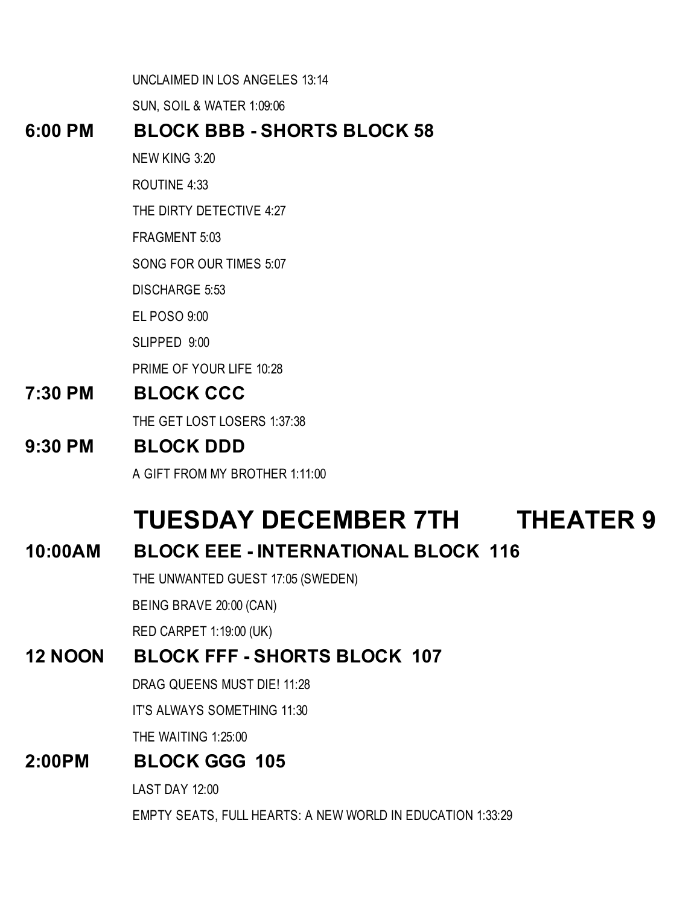UNCLAIMED IN LOS ANGELES 13:14

SUN, SOIL & WATER 1:09:06

### 6:00 PM BLOCK BBB - SHORTS BLOCK 58

NEW KING 3:20

ROUTINE 4:33

THE DIRTY DETECTIVE 4:27

FRAGMENT 5:03

SONG FOR OUR TIMES 5:07

DISCHARGE 5:53

EL POSO 9:00

SLIPPED 9:00

PRIME OF YOUR LIFE 10:28

### 7:30 PM BLOCK CCC

THE GET LOST LOSERS 1:37:38

### 9:30 PM BLOCK DDD

A GIFT FROM MY BROTHER 1:11:00

## TUESDAY DECEMBER 7TH THEATER 9

### 10:00AM BLOCK EEE - INTERNATIONAL BLOCK 116

THE UNWANTED GUEST 17:05 (SWEDEN)

BEING BRAVE 20:00 (CAN)

RED CARPET 1:19:00 (UK)

### 12 NOON BLOCK FFF - SHORTS BLOCK 107

DRAG QUEENS MUST DIE! 11:28

IT'S ALWAYS SOMETHING 11:30

THE WAITING 1:25:00

### 2:00PM BLOCK GGG 105

LAST DAY 12:00

EMPTY SEATS, FULL HEARTS: A NEW WORLD IN EDUCATION 1:33:29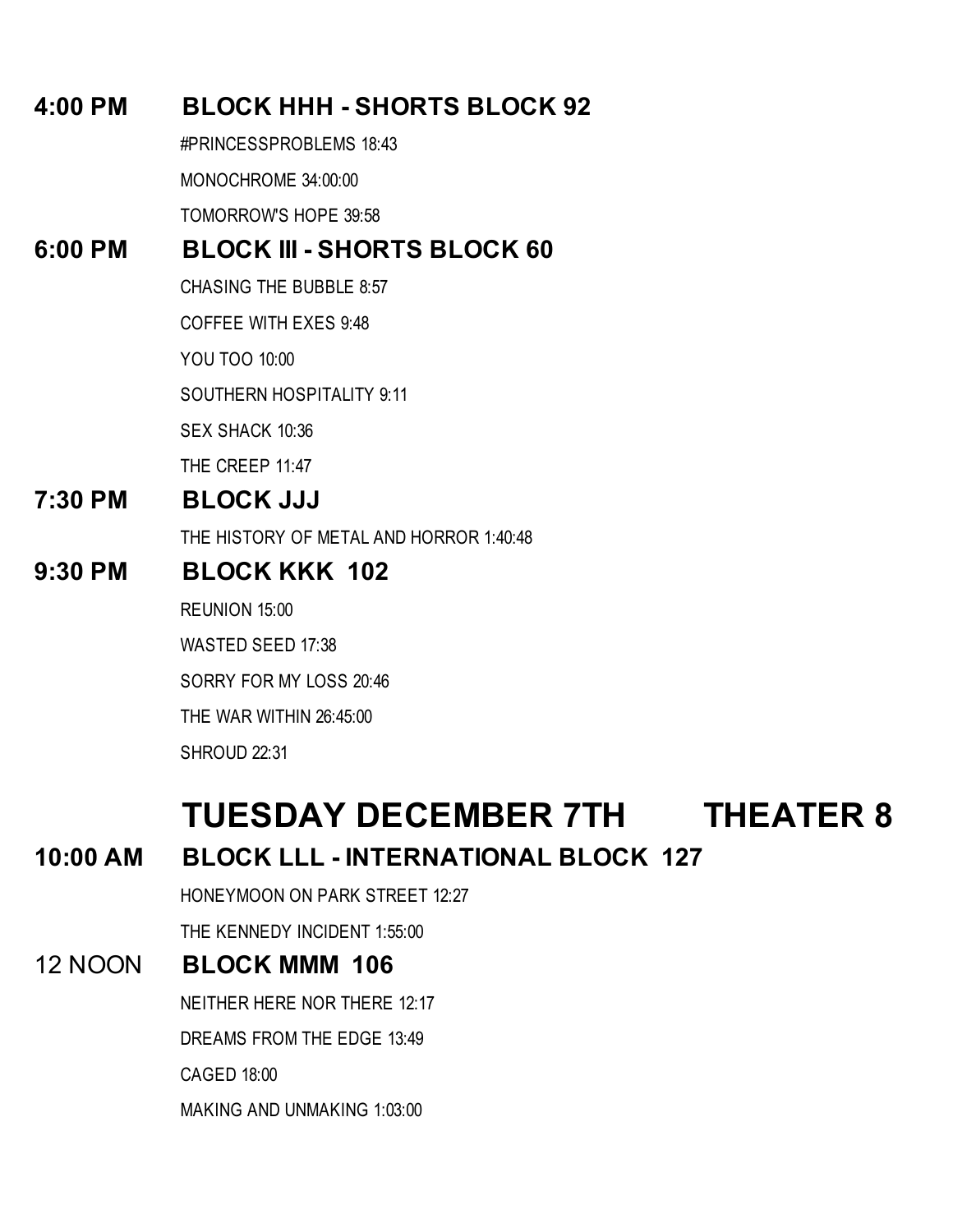**4:00 PM BLOCK HHH - SHORTS BLOCK 92**

#PRINCESSPROBLEMS 18:43

MONOCHROME 34:00:00

TOMORROW'S HOPE 39:58

**6:00 PM BLOCK III - SHORTS BLOCK 60**

CHASING THE BUBBLE 8:57

COFFEE WITH EXES 9:48

YOU TOO 10:00

SOUTHERN HOSPITALITY 9:11

SEX SHACK 10:36

THE CREEP 11:47

**7:30 PM BLOCK JJJ**

THE HISTORY OF METAL AND HORROR 1:40:48

**9:30 PM BLOCK KKK 102**

REUNION 15:00

WASTED SEED 17:38

SORRY FOR MY LOSS 20:46

THE WAR WITHIN 26:45:00

SHROUD 22:31

# TUESDAY DECEMBER 7TH THEATER 8

**10:00 AM BLOCK LLL - INTERNATIONAL BLOCK 127**

HONEYMOON ON PARK STREET 12:27

THE KENNEDY INCIDENT 1:55:00

12 NOON **BLOCK MMM 106**

NEITHER HERE NOR THERE 12:17

DREAMS FROM THE EDGE 13:49

CAGED 18:00

MAKING AND UNMAKING 1:03:00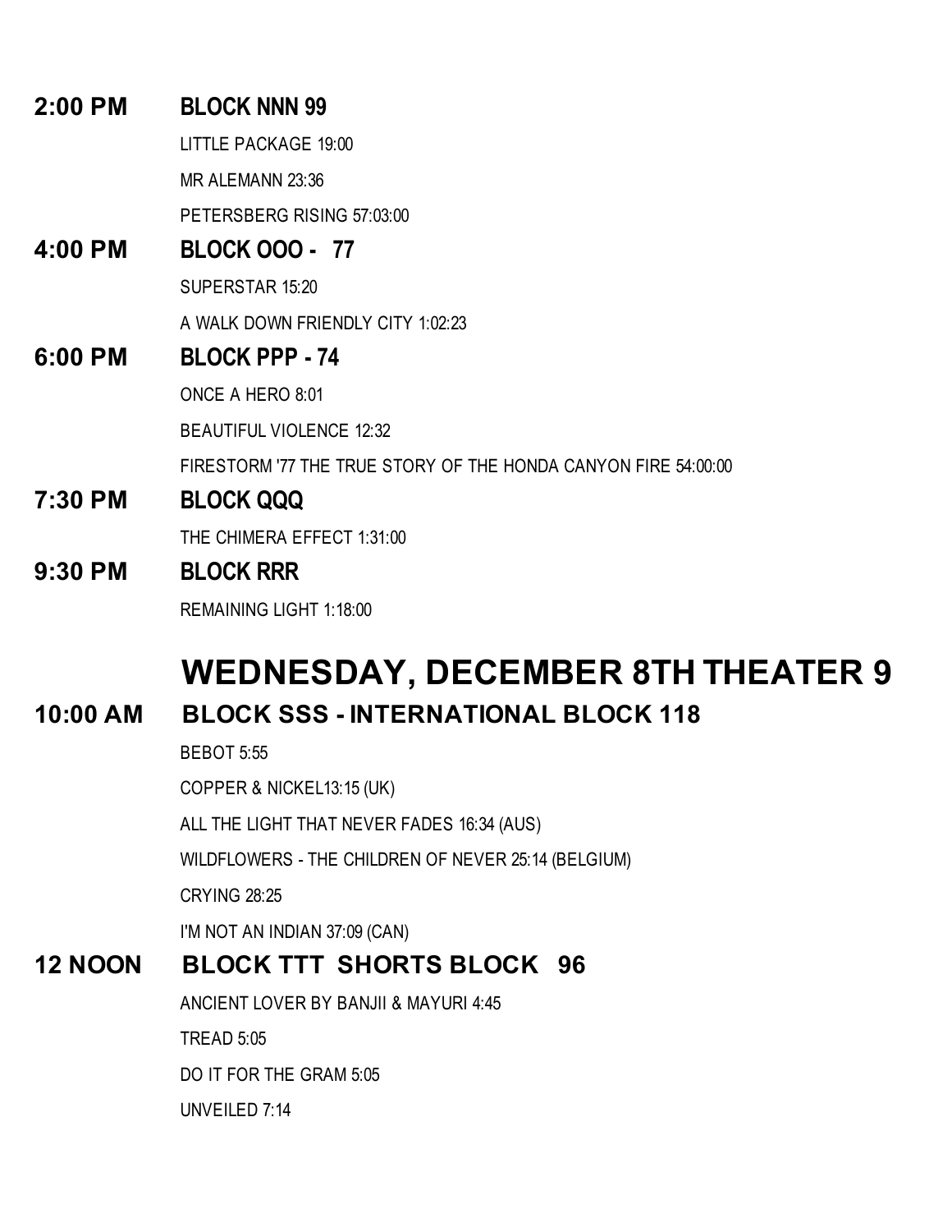**2:00 PM** **BLOCK NNN 99**

LITTLE PACKAGE 19:00

MR ALEMANN 23:36

PETERSBERG RISING 57:03:00

**4:00 PM** **BLOCK OOO - 77**

SUPERSTAR 15:20

A WALK DOWN FRIENDLY CITY 1:02:23

**6:00 PM** **BLOCK PPP - 74**

ONCE A HERO 8:01

BEAUTIFUL VIOLENCE 12:32

FIRESTORM '77 THE TRUE STORY OF THE HONDA CANYON FIRE 54:00:00

**7:30 PM** **BLOCK QQQ**

THE CHIMERA EFFECT 1:31:00

**9:30 PM** **BLOCK RRR**

REMAINING LIGHT 1:18:00

# WEDNESDAY, DECEMBER 8TH THEATER 9

## 10:00 AM BLOCK SSS - INTERNATIONAL BLOCK 118

BEBOT 5:55

COPPER & NICKEL13:15 (UK)

ALL THE LIGHT THAT NEVER FADES 16:34 (AUS)

WILDFLOWERS - THE CHILDREN OF NEVER 25:14 (BELGIUM)

CRYING 28:25

I'M NOT AN INDIAN 37:09 (CAN)

## 12 NOON BLOCK TTT SHORTS BLOCK 96

ANCIENT LOVER BY BANJII & MAYURI 4:45

TREAD 5:05

DO IT FOR THE GRAM 5:05

UNVEILED 7:14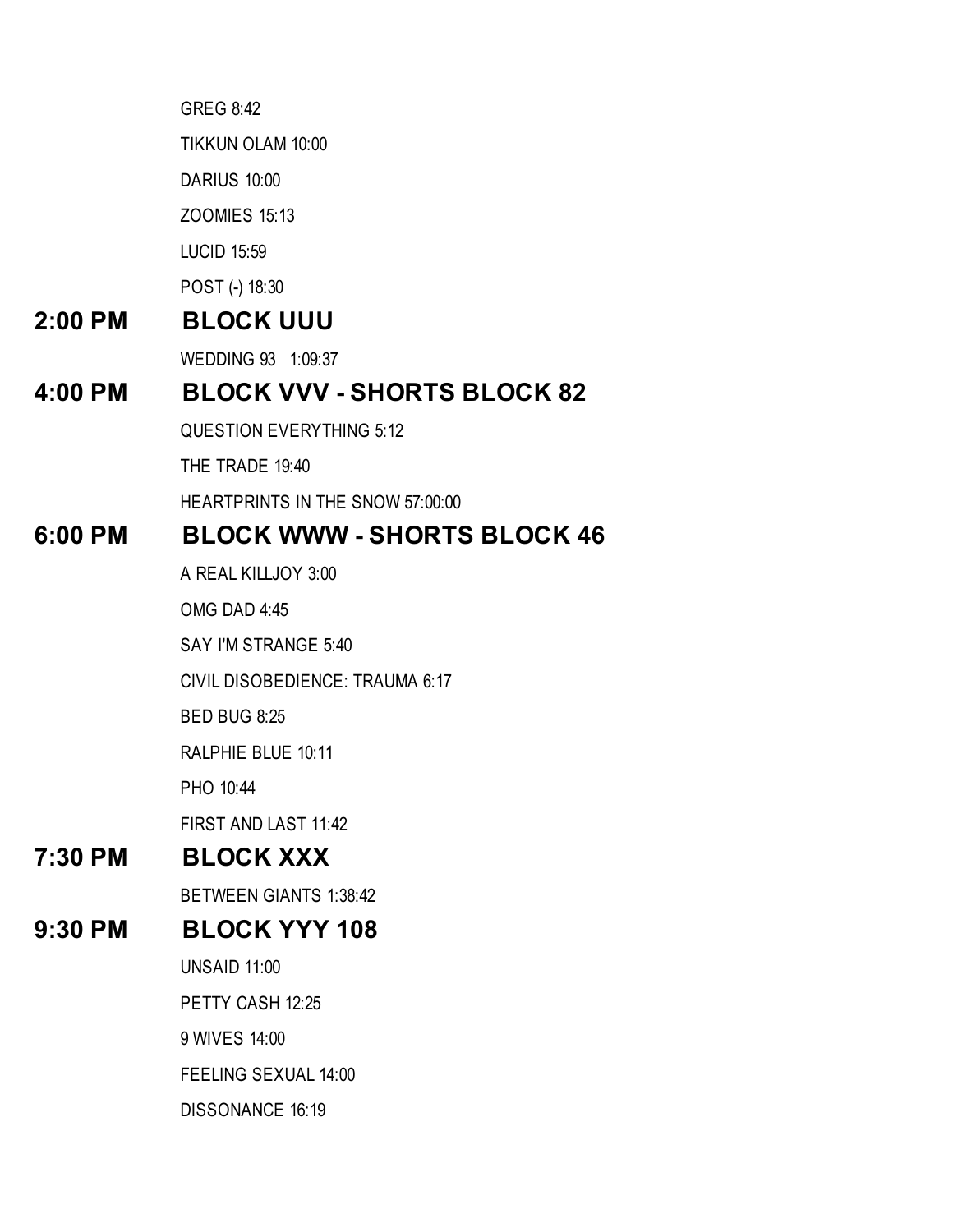GREG 8:42

TIKKUN OLAM 10:00

DARIUS 10:00

ZOOMIES 15:13

LUCID 15:59

POST (-) 18:30

## 2:00 PM BLOCK UUU

WEDDING 93 1:09:37

## 4:00 PM BLOCK VVV - SHORTS BLOCK 82

QUESTION EVERYTHING 5:12

THE TRADE 19:40

HEARTPRINTS IN THE SNOW 57:00:00

## 6:00 PM BLOCK WWW - SHORTS BLOCK 46

A REAL KILLJOY 3:00

OMG DAD 4:45

SAY I'M STRANGE 5:40

CIVIL DISOBEDIENCE: TRAUMA 6:17

BED BUG 8:25

RALPHIE BLUE 10:11

PHO 10:44

FIRST AND LAST 11:42

## 7:30 PM BLOCK XXX

BETWEEN GIANTS 1:38:42

## 9:30 PM BLOCK YYY 108

UNSAID 11:00

PETTY CASH 12:25

9 WIVES 14:00

FEELING SEXUAL 14:00

DISSONANCE 16:19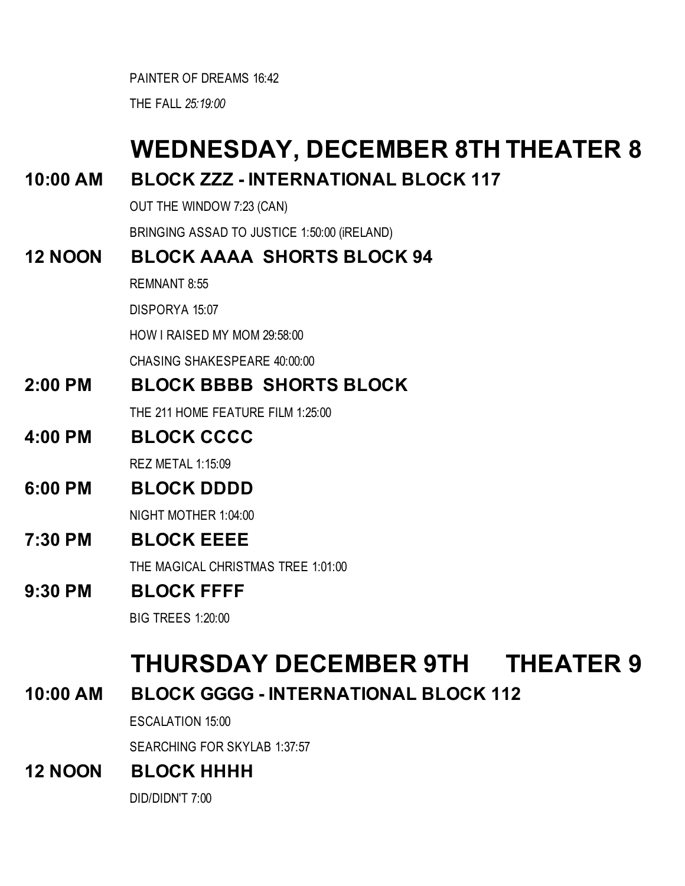PAINTER OF DREAMS 16:42

THE FALL *25:19:00*

## WEDNESDAY, DECEMBER 8TH THEATER 8

### 10:00 AM BLOCK ZZZ - INTERNATIONAL BLOCK 117

OUT THE WINDOW 7:23 (CAN)

BRINGING ASSAD TO JUSTICE 1:50:00 (iRELAND)

### 12 NOON BLOCK AAAA SHORTS BLOCK 94

REMNANT 8:55

DISPORYA 15:07

HOW I RAISED MY MOM 29:58:00

CHASING SHAKESPEARE 40:00:00

### 2:00 PM BLOCK BBBB SHORTS BLOCK

THE 211 HOME FEATURE FILM 1:25:00

### 4:00 PM BLOCK CCCC

REZ METAL 1:15:09

### 6:00 PM BLOCK DDDD

NIGHT MOTHER 1:04:00

### 7:30 PM BLOCK EEEE

THE MAGICAL CHRISTMAS TREE 1:01:00

### 9:30 PM BLOCK FFFF

BIG TREES 1:20:00

## THURSDAY DECEMBER 9TH THEATER 9

### 10:00 AM BLOCK GGGG - INTERNATIONAL BLOCK 112

ESCALATION 15:00

SEARCHING FOR SKYLAB 1:37:57

### 12 NOON BLOCK HHHH

DID/DIDN'T 7:00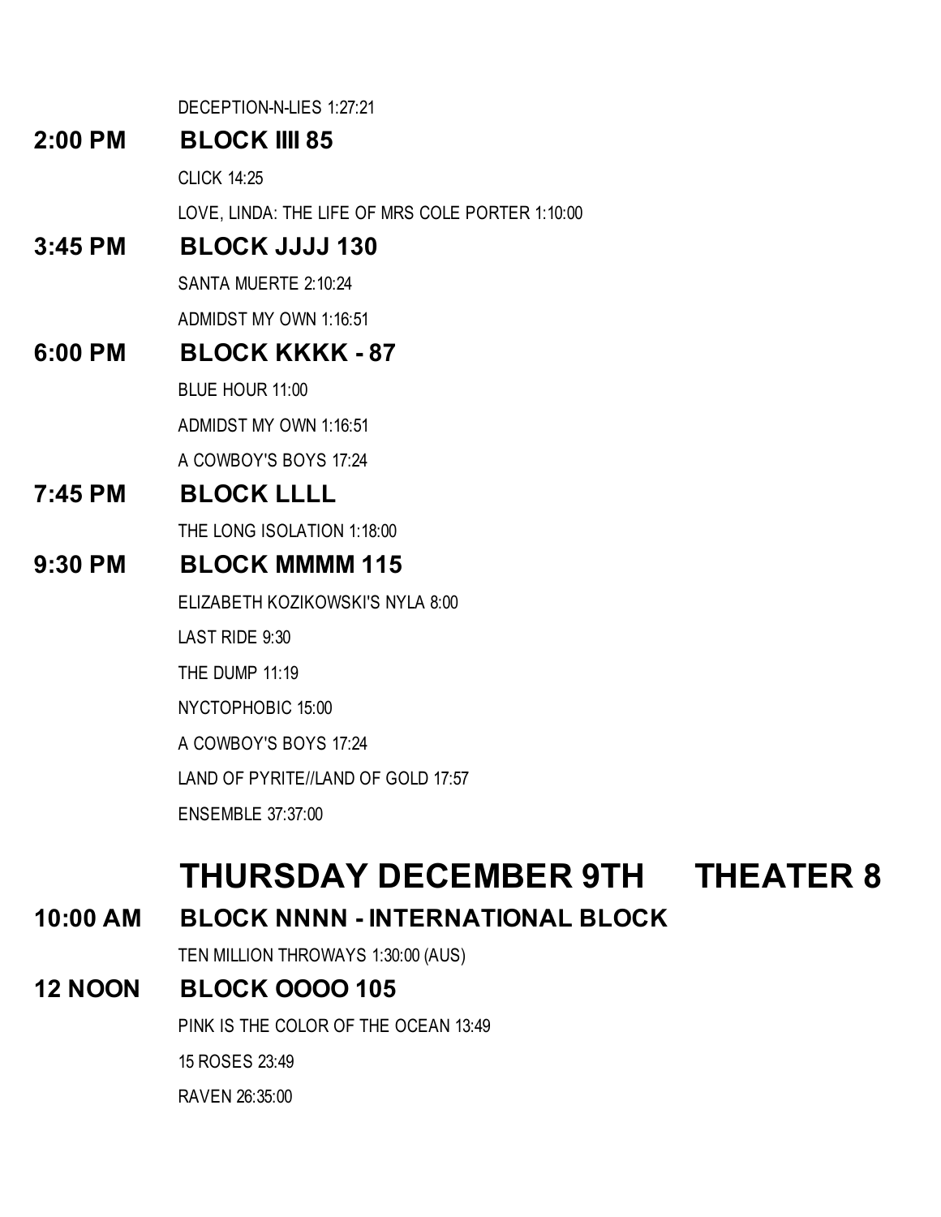DECEPTION-N-LIES 1:27:21

**2:00 PM BLOCK IIII 85**

CLICK 14:25

LOVE, LINDA: THE LIFE OF MRS COLE PORTER 1:10:00

**3:45 PM BLOCK JJJJ 130**

SANTA MUERTE 2:10:24

ADMIDST MY OWN 1:16:51

**6:00 PM BLOCK KKKK - 87**

BLUE HOUR 11:00

ADMIDST MY OWN 1:16:51

A COWBOY'S BOYS 17:24

**7:45 PM BLOCK LLLL**

THE LONG ISOLATION 1:18:00

**9:30 PM BLOCK MMMM 115**

ELIZABETH KOZIKOWSKI'S NYLA 8:00

LAST RIDE 9:30

THE DUMP 11:19

NYCTOPHOBIC 15:00

A COWBOY'S BOYS 17:24

LAND OF PYRITE//LAND OF GOLD 17:57

ENSEMBLE 37:37:00

# THURSDAY DECEMBER 9TH THEATER 8

**10:00 AM BLOCK NNNN - INTERNATIONAL BLOCK**

TEN MILLION THROWAYS 1:30:00 (AUS)

**12 NOON BLOCK OOOO 105**

PINK IS THE COLOR OF THE OCEAN 13:49

15 ROSES 23:49

RAVEN 26:35:00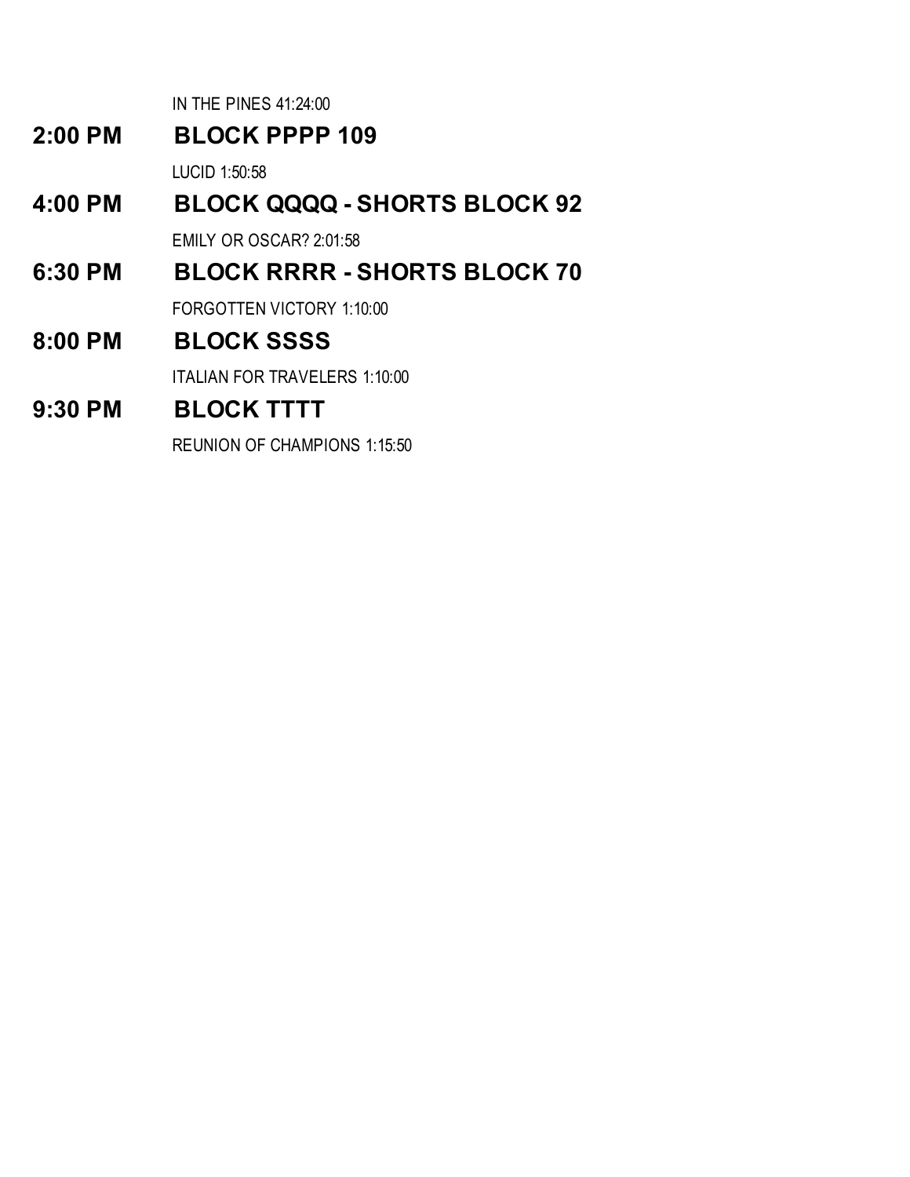IN THE PINES 41:24:00

**2:00 PM BLOCK PPPP 109**

LUCID 1:50:58

**4:00 PM BLOCK QQQQ - SHORTS BLOCK 92**

EMILY OR OSCAR? 2:01:58

**6:30 PM BLOCK RRRR - SHORTS BLOCK 70**

FORGOTTEN VICTORY 1:10:00

**8:00 PM BLOCK SSSS**

ITALIAN FOR TRAVELERS 1:10:00

**9:30 PM BLOCK TTTT**

REUNION OF CHAMPIONS 1:15:50